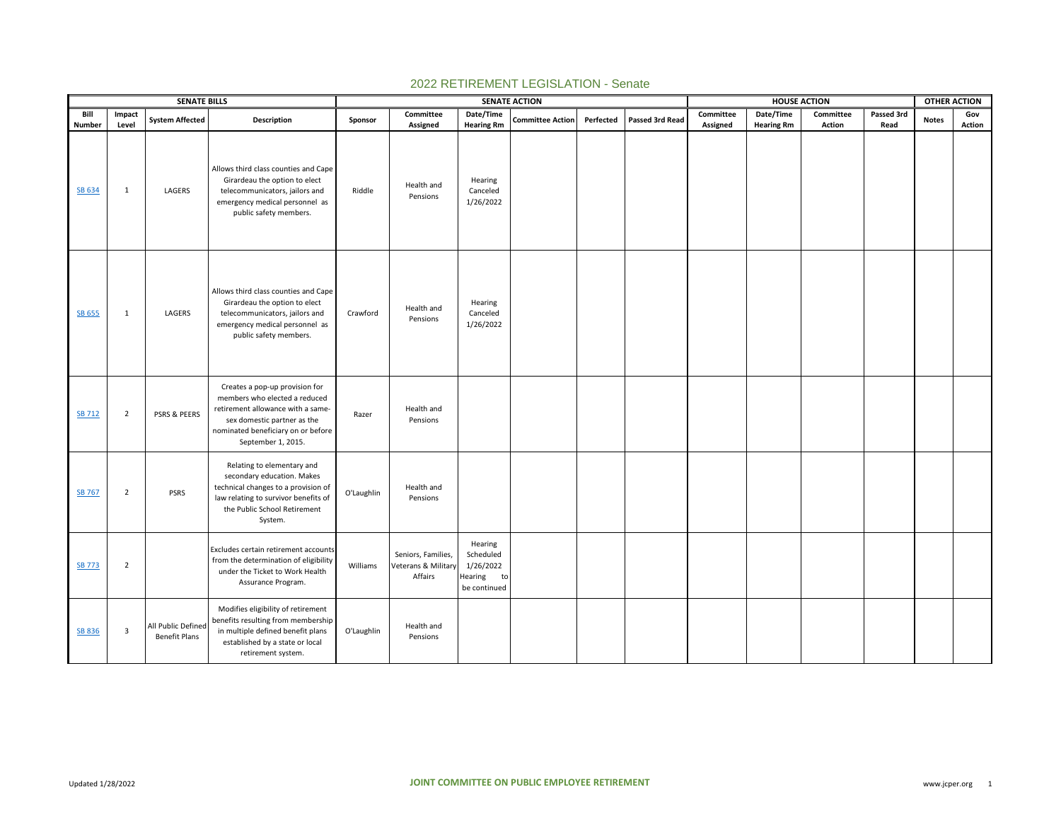# 2022 RETIREMENT LEGISLATION - Senate

| SENATE BILLS | | | | SENATE ACTION | | | | | | HOUSE ACTION | | | | OTHER ACTION | |
|---|---|---|---|---|---|---|---|---|---|---|---|---|---|---|---|
| Bill Number | Impact Level | System Affected | Description | Sponsor | Committee Assigned | Date/Time Hearing Rm | Committee Action | Perfected | Passed 3rd Read | Committee Assigned | Date/Time Hearing Rm | Committee Action | Passed 3rd Read | Notes | Gov Action |
| SB 634 | 1 | LAGERS | Allows third class counties and Cape Girardeau the option to elect telecommunicators, jailors and emergency medical personnel as public safety members. | Riddle | Health and Pensions | Hearing Canceled 1/26/2022 | | | | | | | | | |
| SB 655 | 1 | LAGERS | Allows third class counties and Cape Girardeau the option to elect telecommunicators, jailors and emergency medical personnel as public safety members. | Crawford | Health and Pensions | Hearing Canceled 1/26/2022 | | | | | | | | | |
| SB 712 | 2 | PSRS & PEERS | Creates a pop-up provision for members who elected a reduced retirement allowance with a same-sex domestic partner as the nominated beneficiary on or before September 1, 2015. | Razer | Health and Pensions | | | | | | | | | | |
| SB 767 | 2 | PSRS | Relating to elementary and secondary education. Makes technical changes to a provision of law relating to survivor benefits of the Public School Retirement System. | O'Laughlin | Health and Pensions | | | | | | | | | | |
| SB 773 | 2 | | Excludes certain retirement accounts from the determination of eligibility under the Ticket to Work Health Assurance Program. | Williams | Seniors, Families, Veterans & Military Affairs | Hearing Scheduled 1/26/2022 Hearing to be continued | | | | | | | | | |
| SB 836 | 3 | All Public Defined Benefit Plans | Modifies eligibility of retirement benefits resulting from membership in multiple defined benefit plans established by a state or local retirement system. | O'Laughlin | Health and Pensions | | | | | | | | | | |

Updated 1/28/2022 JOINT COMMITTEE ON PUBLIC EMPLOYEE RETIREMENT www.jcper.org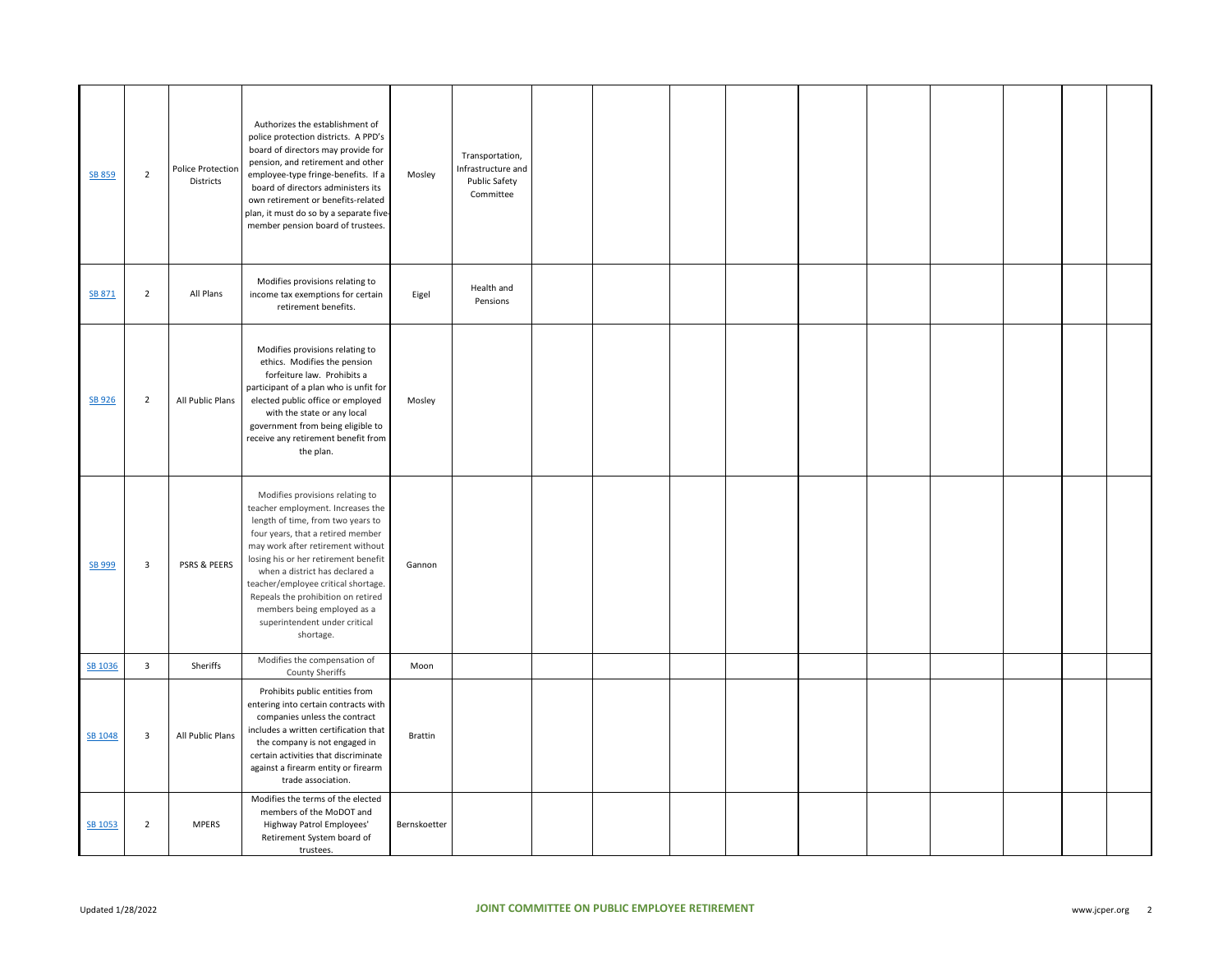| | | | | | | | | | | | | | | | |
|---|---|---|---|---|---|---|---|---|---|---|---|---|---|---|---|
| SB 859 | 2 | Police Protection Districts | Authorizes the establishment of police protection districts. A PPD's board of directors may provide for pension, and retirement and other employee-type fringe-benefits. If a board of directors administers its own retirement or benefits-related plan, it must do so by a separate five-member pension board of trustees. | Mosley | Transportation, Infrastructure and Public Safety Committee | | | | | | | | | | |
| SB 871 | 2 | All Plans | Modifies provisions relating to income tax exemptions for certain retirement benefits. | Eigel | Health and Pensions | | | | | | | | | | |
| SB 926 | 2 | All Public Plans | Modifies provisions relating to ethics. Modifies the pension forfeiture law. Prohibits a participant of a plan who is unfit for elected public office or employed with the state or any local government from being eligible to receive any retirement benefit from the plan. | Mosley | | | | | | | | | | | |
| SB 999 | 3 | PSRS & PEERS | Modifies provisions relating to teacher employment. Increases the length of time, from two years to four years, that a retired member may work after retirement without losing his or her retirement benefit when a district has declared a teacher/employee critical shortage. Repeals the prohibition on retired members being employed as a superintendent under critical shortage. | Gannon | | | | | | | | | | | |
| SB 1036 | 3 | Sheriffs | Modifies the compensation of County Sheriffs | Moon | | | | | | | | | | | |
| SB 1048 | 3 | All Public Plans | Prohibits public entities from entering into certain contracts with companies unless the contract includes a written certification that the company is not engaged in certain activities that discriminate against a firearm entity or firearm trade association. | Brattin | | | | | | | | | | | |
| SB 1053 | 2 | MPERS | Modifies the terms of the elected members of the MoDOT and Highway Patrol Employees' Retirement System board of trustees. | Bernskoetter | | | | | | | | | | | |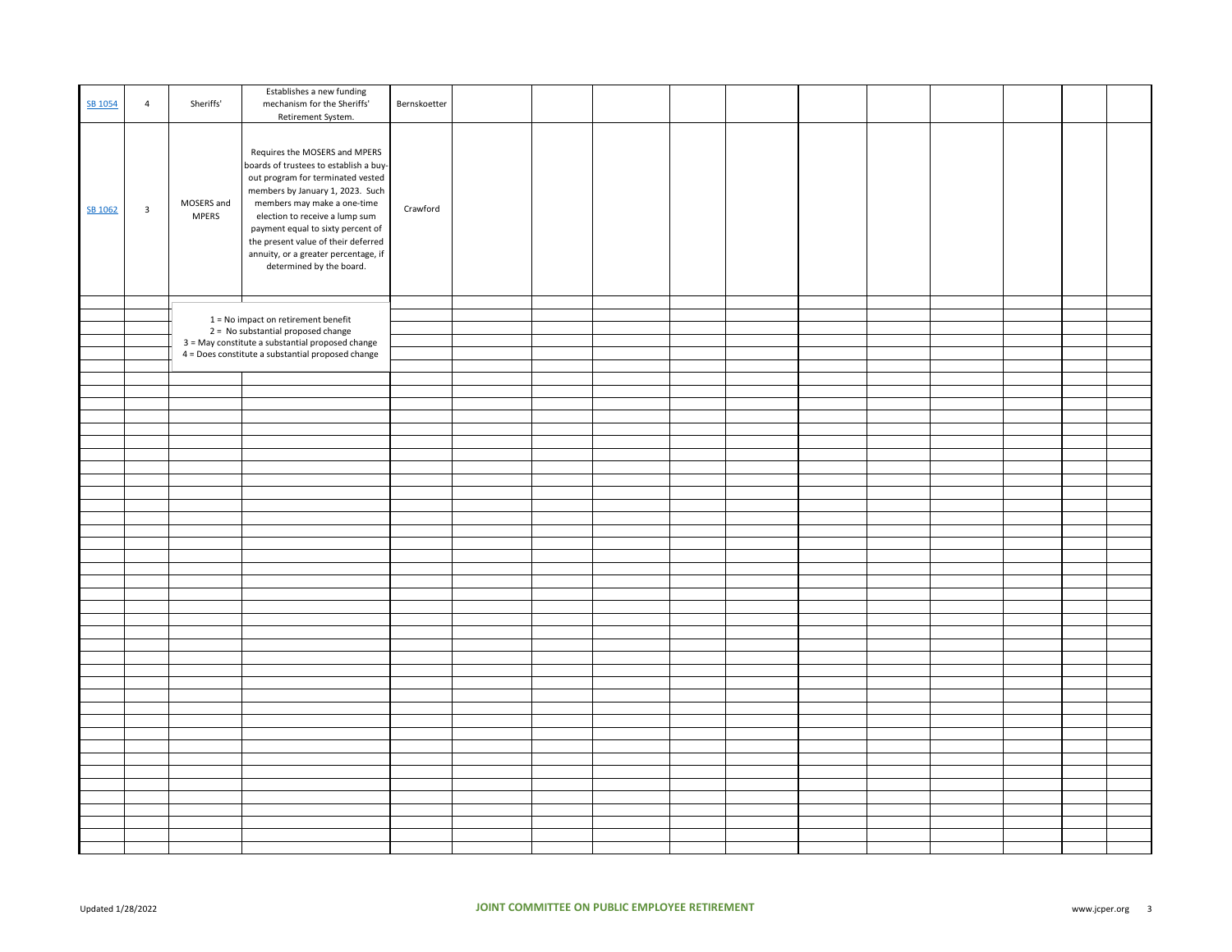| | | | | | | | | | | | | | | | |
|---|---|---|---|---|---|---|---|---|---|---|---|---|---|---|---|
| SB 1054 | 4 | Sheriffs' | Establishes a new funding mechanism for the Sheriffs' Retirement System. | Bernskoetter | | | | | | | | | | | |
| SB 1062 | 3 | MOSERS and MPERS | Requires the MOSERS and MPERS boards of trustees to establish a buy-out program for terminated vested members by January 1, 2023. Such members may make a one-time election to receive a lump sum payment equal to sixty percent of the present value of their deferred annuity, or a greater percentage, if determined by the board. | Crawford | | | | | | | | | | | |

1 = No impact on retirement benefit
2 = No substantial proposed change
3 = May constitute a substantial proposed change
4 = Does constitute a substantial proposed change

Updated 1/28/2022

**JOINT COMMITTEE ON PUBLIC EMPLOYEE RETIREMENT**

www.jcper.org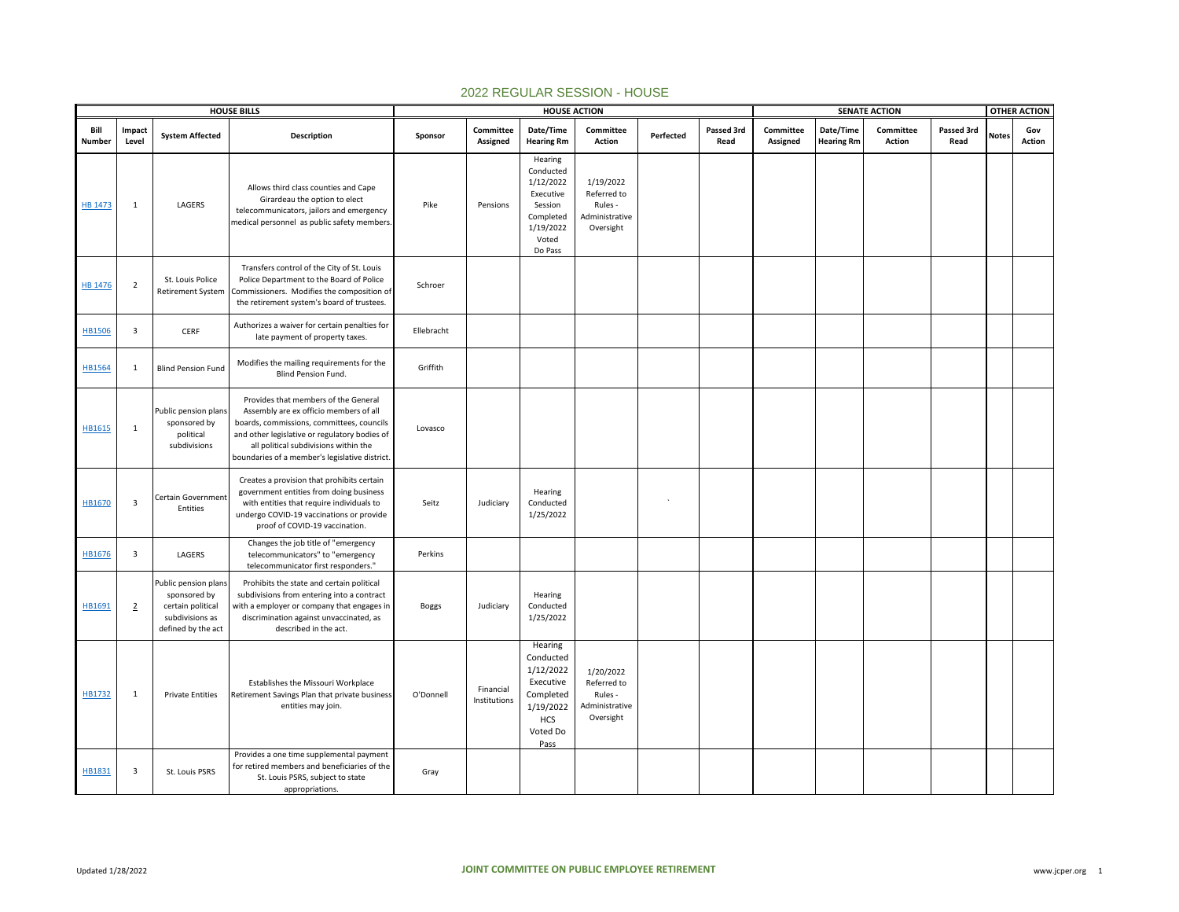# 2022 REGULAR SESSION - HOUSE

| HOUSE BILLS | | | | HOUSE ACTION | | | | | | SENATE ACTION | | | | OTHER ACTION | |
|---|---|---|---|---|---|---|---|---|---|---|---|---|---|---|---|
| Bill Number | Impact Level | System Affected | Description | Sponsor | Committee Assigned | Date/Time Hearing Rm | Committee Action | Perfected | Passed 3rd Read | Committee Assigned | Date/Time Hearing Rm | Committee Action | Passed 3rd Read | Notes | Gov Action |
| HB 1473 | 1 | LAGERS | Allows third class counties and Cape Girardeau the option to elect telecommunicators, jailors and emergency medical personnel as public safety members. | Pike | Pensions | Hearing Conducted 1/12/2022 Executive Session Completed 1/19/2022 Voted Do Pass | 1/19/2022 Referred to Rules - Administrative Oversight | | | | | | | | |
| HB 1476 | 2 | St. Louis Police Retirement System | Transfers control of the City of St. Louis Police Department to the Board of Police Commissioners. Modifies the composition of the retirement system's board of trustees. | Schroer | | | | | | | | | | | |
| HB1506 | 3 | CERF | Authorizes a waiver for certain penalties for late payment of property taxes. | Ellebracht | | | | | | | | | | | |
| HB1564 | 1 | Blind Pension Fund | Modifies the mailing requirements for the Blind Pension Fund. | Griffith | | | | | | | | | | | |
| HB1615 | 1 | Public pension plans sponsored by political subdivisions | Provides that members of the General Assembly are ex officio members of all boards, commissions, committees, councils and other legislative or regulatory bodies of all political subdivisions within the boundaries of a member's legislative district. | Lovasco | | | | | | | | | | | |
| HB1670 | 3 | Certain Government Entities | Creates a provision that prohibits certain government entities from doing business with entities that require individuals to undergo COVID-19 vaccinations or provide proof of COVID-19 vaccination. | Seitz | Judiciary | Hearing Conducted 1/25/2022 | | ` | | | | | | | |
| HB1676 | 3 | LAGERS | Changes the job title of "emergency telecommunicators" to "emergency telecommunicator first responders." | Perkins | | | | | | | | | | | |
| HB1691 | 2 | Public pension plans sponsored by certain political subdivisions as defined by the act | Prohibits the state and certain political subdivisions from entering into a contract with a employer or company that engages in discrimination against unvaccinated, as described in the act. | Boggs | Judiciary | Hearing Conducted 1/25/2022 | | | | | | | | | |
| HB1732 | 1 | Private Entities | Establishes the Missouri Workplace Retirement Savings Plan that private business entities may join. | O'Donnell | Financial Institutions | Hearing Conducted 1/12/2022 Executive Completed 1/19/2022 HCS Voted Do Pass | 1/20/2022 Referred to Rules - Administrative Oversight | | | | | | | | |
| HB1831 | 3 | St. Louis PSRS | Provides a one time supplemental payment for retired members and beneficiaries of the St. Louis PSRS, subject to state appropriations. | Gray | | | | | | | | | | | |

Updated 1/28/2022 | JOINT COMMITTEE ON PUBLIC EMPLOYEE RETIREMENT | www.jcper.org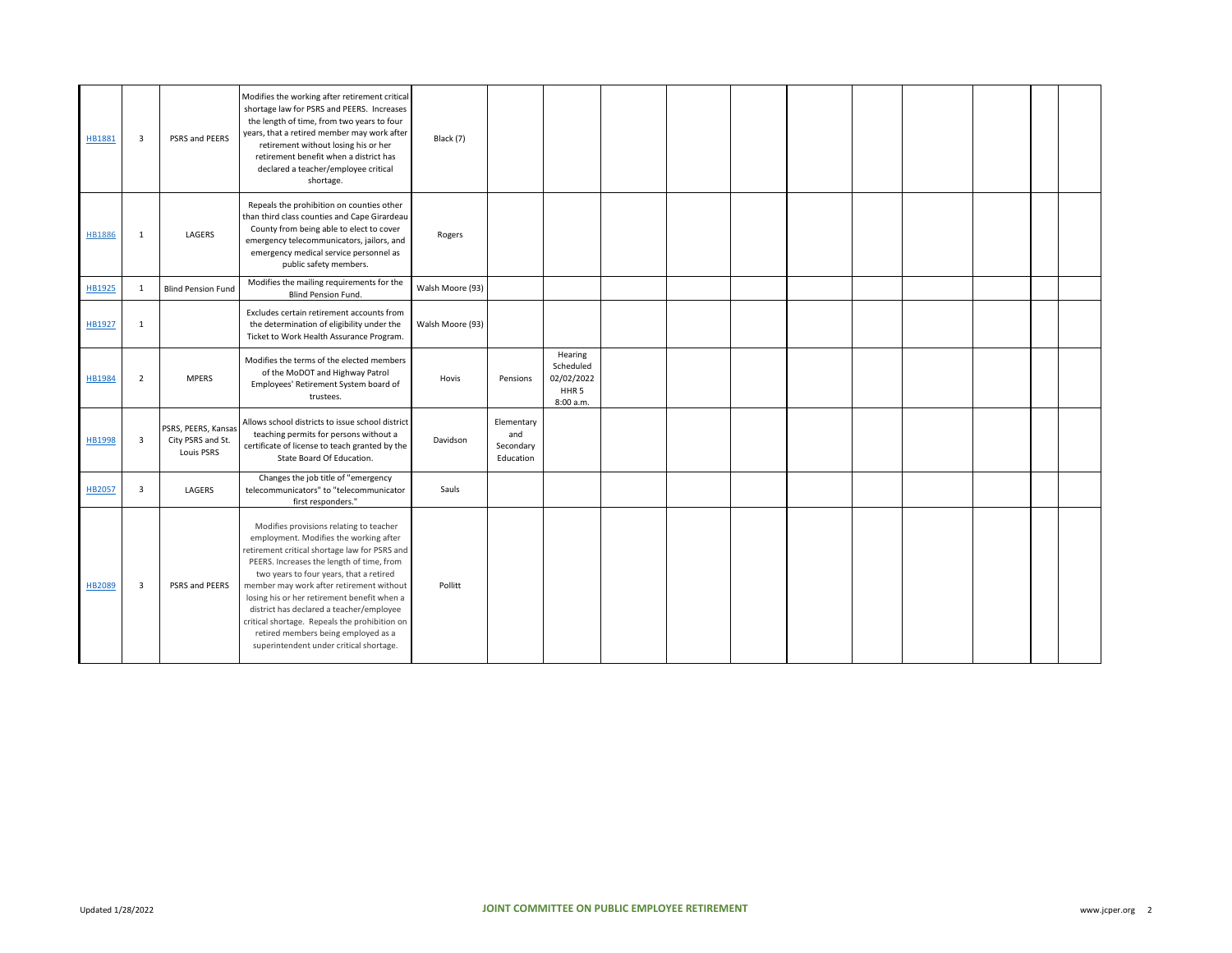| | | | | | | | | | | | | | | | | |
|---|---|---|---|---|---|---|---|---|---|---|---|---|---|---|---|---|
| HB1881 | 3 | PSRS and PEERS | Modifies the working after retirement critical shortage law for PSRS and PEERS. Increases the length of time, from two years to four years, that a retired member may work after retirement without losing his or her retirement benefit when a district has declared a teacher/employee critical shortage. | Black (7) | | | | | | | | | | | | |
| HB1886 | 1 | LAGERS | Repeals the prohibition on counties other than third class counties and Cape Girardeau County from being able to elect to cover emergency telecommunicators, jailors, and emergency medical service personnel as public safety members. | Rogers | | | | | | | | | | | | |
| HB1925 | 1 | Blind Pension Fund | Modifies the mailing requirements for the Blind Pension Fund. | Walsh Moore (93) | | | | | | | | | | | | |
| HB1927 | 1 | | Excludes certain retirement accounts from the determination of eligibility under the Ticket to Work Health Assurance Program. | Walsh Moore (93) | | | | | | | | | | | | |
| HB1984 | 2 | MPERS | Modifies the terms of the elected members of the MoDOT and Highway Patrol Employees' Retirement System board of trustees. | Hovis | Pensions | Hearing Scheduled 02/02/2022 HHR 5 8:00 a.m. | | | | | | | | | | |
| HB1998 | 3 | PSRS, PEERS, Kansas City PSRS and St. Louis PSRS | Allows school districts to issue school district teaching permits for persons without a certificate of license to teach granted by the State Board Of Education. | Davidson | Elementary and Secondary Education | | | | | | | | | | | |
| HB2057 | 3 | LAGERS | Changes the job title of "emergency telecommunicators" to "telecommunicator first responders." | Sauls | | | | | | | | | | | | |
| HB2089 | 3 | PSRS and PEERS | Modifies provisions relating to teacher employment. Modifies the working after retirement critical shortage law for PSRS and PEERS. Increases the length of time, from two years to four years, that a retired member may work after retirement without losing his or her retirement benefit when a district has declared a teacher/employee critical shortage. Repeals the prohibition on retired members being employed as a superintendent under critical shortage. | Pollitt | | | | | | | | | | | | |

Updated 1/28/2022

**JOINT COMMITTEE ON PUBLIC EMPLOYEE RETIREMENT**

www.jcper.org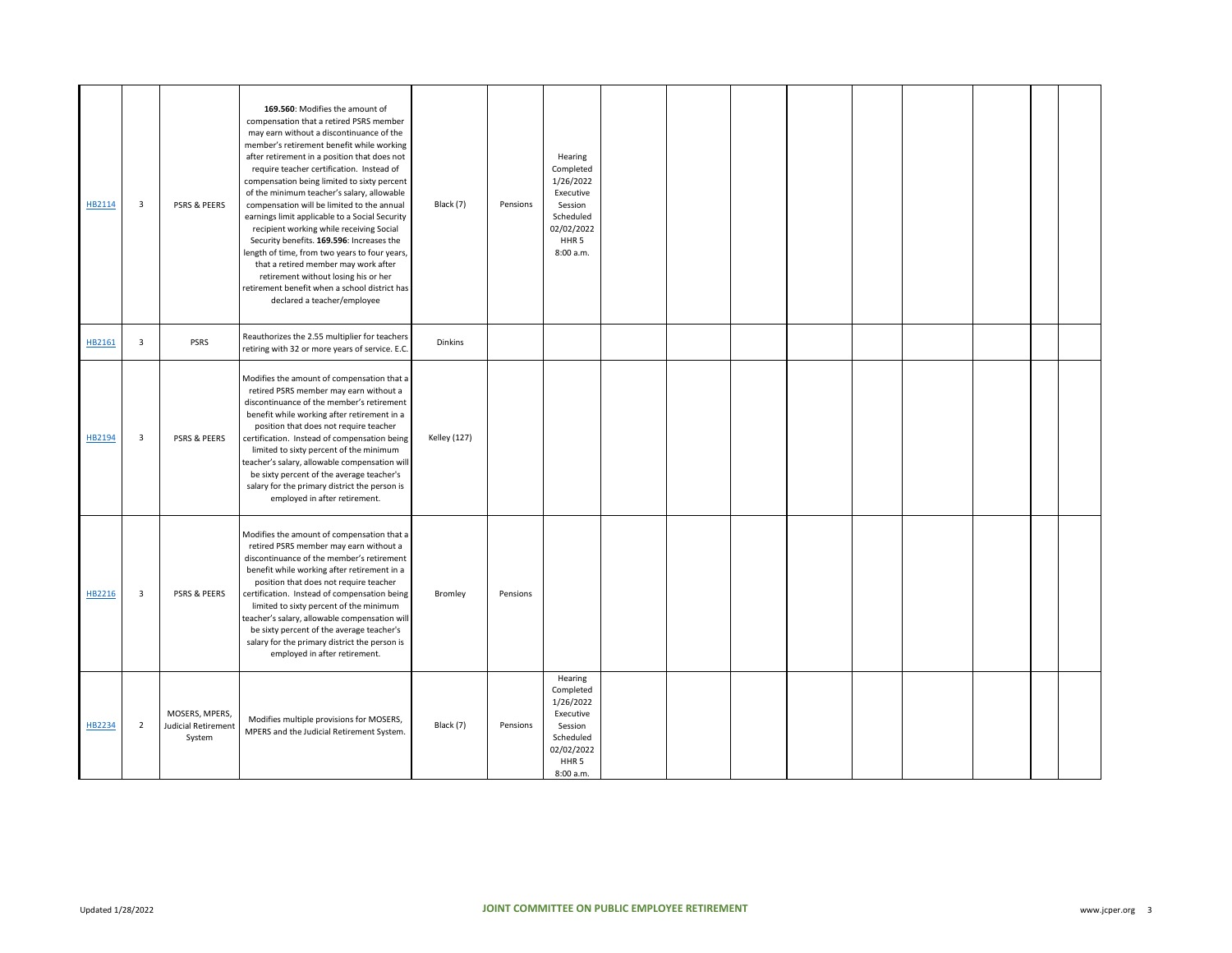| HB2114 | 3 | PSRS & PEERS | **169.560**: Modifies the amount of compensation that a retired PSRS member may earn without a discontinuance of the member's retirement benefit while working after retirement in a position that does not require teacher certification. Instead of compensation being limited to sixty percent of the minimum teacher's salary, allowable compensation will be limited to the annual earnings limit applicable to a Social Security recipient working while receiving Social Security benefits. **169.596**: Increases the length of time, from two years to four years, that a retired member may work after retirement without losing his or her retirement benefit when a school district has declared a teacher/employee | Black (7) | Pensions | Hearing Completed 1/26/2022 Executive Session Scheduled 02/02/2022 HHR 5 8:00 a.m. | | | | | | | | | |
|---|---|---|---|---|---|---|---|---|---|---|---|---|---|---|---|
| HB2161 | 3 | PSRS | Reauthorizes the 2.55 multiplier for teachers retiring with 32 or more years of service. E.C. | Dinkins | | | | | | | | | | | |
| HB2194 | 3 | PSRS & PEERS | Modifies the amount of compensation that a retired PSRS member may earn without a discontinuance of the member's retirement benefit while working after retirement in a position that does not require teacher certification. Instead of compensation being limited to sixty percent of the minimum teacher's salary, allowable compensation will be sixty percent of the average teacher's salary for the primary district the person is employed in after retirement. | Kelley (127) | | | | | | | | | | | |
| HB2216 | 3 | PSRS & PEERS | Modifies the amount of compensation that a retired PSRS member may earn without a discontinuance of the member's retirement benefit while working after retirement in a position that does not require teacher certification. Instead of compensation being limited to sixty percent of the minimum teacher's salary, allowable compensation will be sixty percent of the average teacher's salary for the primary district the person is employed in after retirement. | Bromley | Pensions | | | | | | | | | | |
| HB2234 | 2 | MOSERS, MPERS, Judicial Retirement System | Modifies multiple provisions for MOSERS, MPERS and the Judicial Retirement System. | Black (7) | Pensions | Hearing Completed 1/26/2022 Executive Session Scheduled 02/02/2022 HHR 5 8:00 a.m. | | | | | | | | | |

Updated 1/28/2022

JOINT COMMITTEE ON PUBLIC EMPLOYEE RETIREMENT

www.jcper.org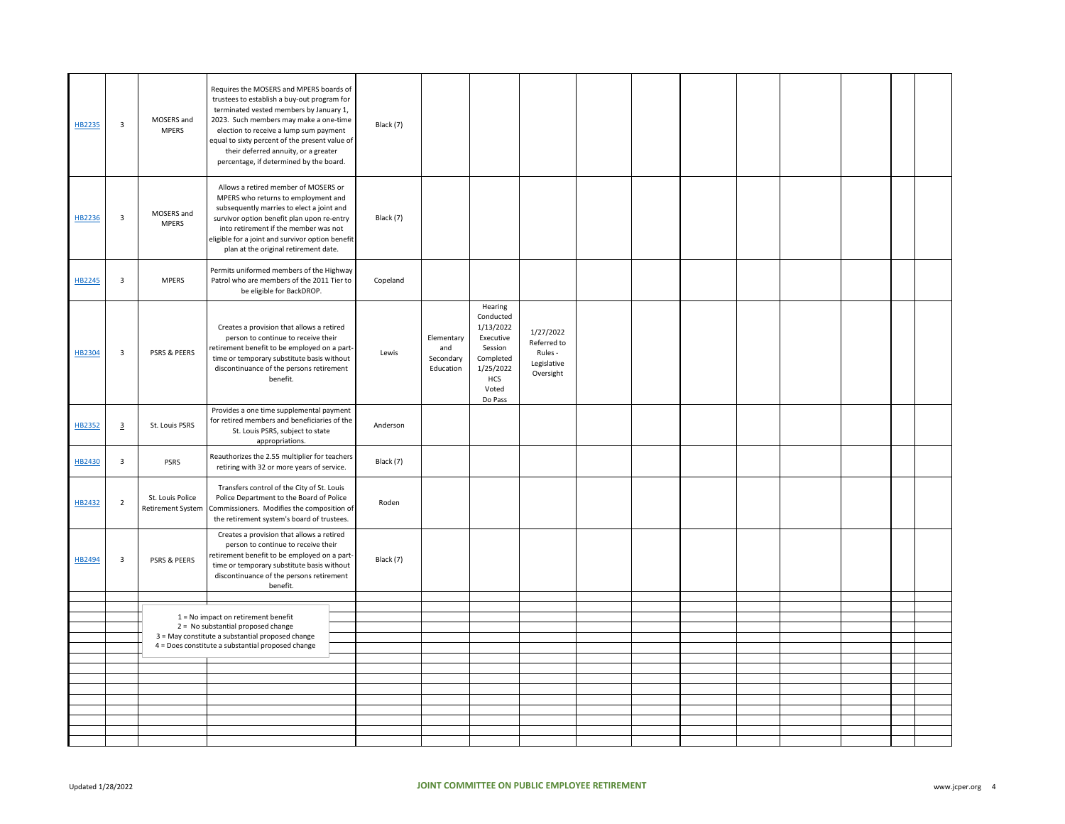| | | | | | | | | | | | | | | | | |
|---|---|---|---|---|---|---|---|---|---|---|---|---|---|---|---|---|
| HB2235 | 3 | MOSERS and MPERS | Requires the MOSERS and MPERS boards of trustees to establish a buy-out program for terminated vested members by January 1, 2023. Such members may make a one-time election to receive a lump sum payment equal to sixty percent of the present value of their deferred annuity, or a greater percentage, if determined by the board. | Black (7) | | | | | | | | | | | | |
| HB2236 | 3 | MOSERS and MPERS | Allows a retired member of MOSERS or MPERS who returns to employment and subsequently marries to elect a joint and survivor option benefit plan upon re-entry into retirement if the member was not eligible for a joint and survivor option benefit plan at the original retirement date. | Black (7) | | | | | | | | | | | | |
| HB2245 | 3 | MPERS | Permits uniformed members of the Highway Patrol who are members of the 2011 Tier to be eligible for BackDROP. | Copeland | | | | | | | | | | | | |
| HB2304 | 3 | PSRS & PEERS | Creates a provision that allows a retired person to continue to receive their retirement benefit to be employed on a part-time or temporary substitute basis without discontinuance of the persons retirement benefit. | Lewis | Elementary and Secondary Education | Hearing Conducted 1/13/2022 Executive Session Completed 1/25/2022 HCS Voted Do Pass | 1/27/2022 Referred to Rules - Legislative Oversight | | | | | | | | | |
| HB2352 | 3 | St. Louis PSRS | Provides a one time supplemental payment for retired members and beneficiaries of the St. Louis PSRS, subject to state appropriations. | Anderson | | | | | | | | | | | | |
| HB2430 | 3 | PSRS | Reauthorizes the 2.55 multiplier for teachers retiring with 32 or more years of service. | Black (7) | | | | | | | | | | | | |
| HB2432 | 2 | St. Louis Police Retirement System | Transfers control of the City of St. Louis Police Department to the Board of Police Commissioners. Modifies the composition of the retirement system's board of trustees. | Roden | | | | | | | | | | | | |
| HB2494 | 3 | PSRS & PEERS | Creates a provision that allows a retired person to continue to receive their retirement benefit to be employed on a part-time or temporary substitute basis without discontinuance of the persons retirement benefit. | Black (7) | | | | | | | | | | | | |

1 = No impact on retirement benefit
2 = No substantial proposed change
3 = May constitute a substantial proposed change
4 = Does constitute a substantial proposed change

Updated 1/28/2022

**JOINT COMMITTEE ON PUBLIC EMPLOYEE RETIREMENT**

www.jcper.org